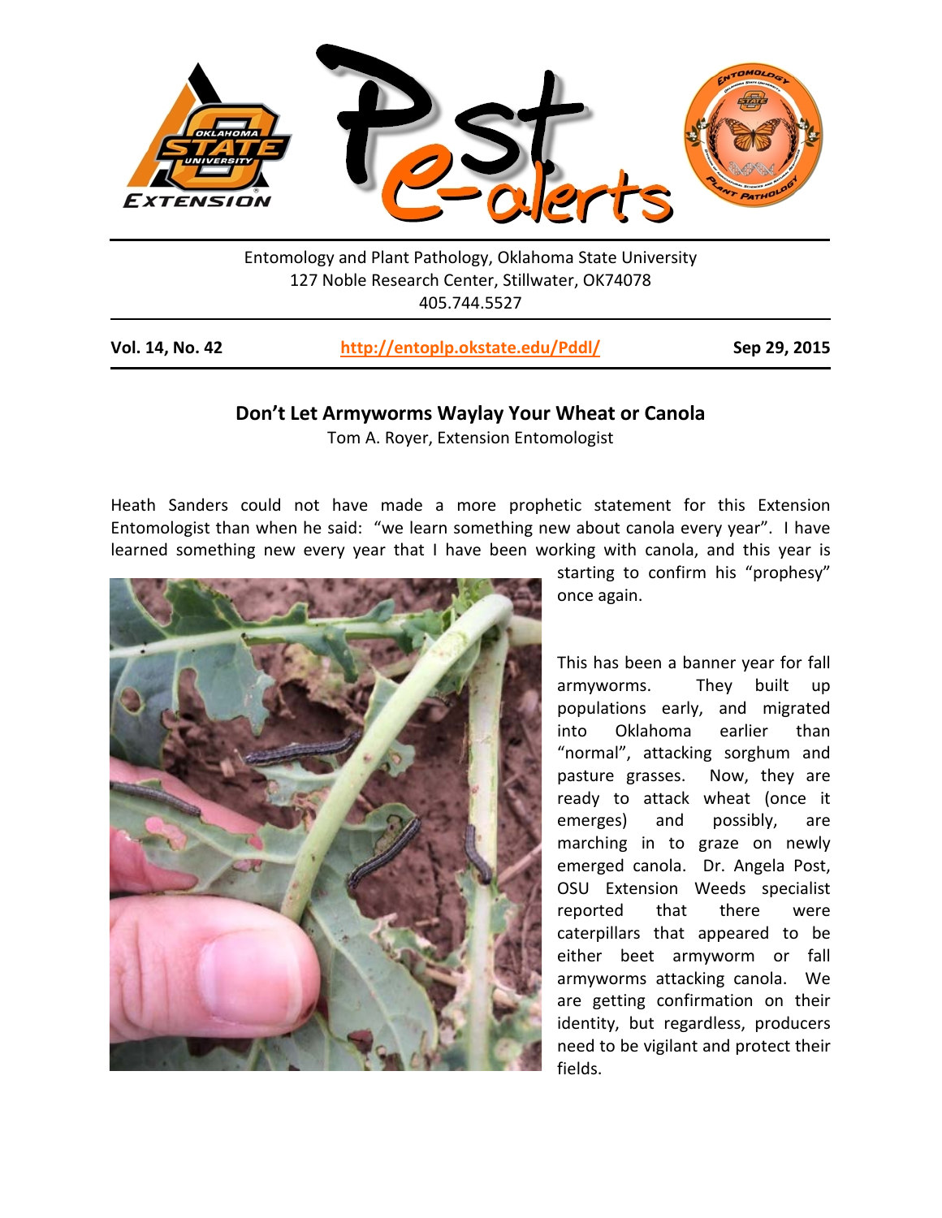Entomology and Plant Pathology, Oklahoma State University
127 Noble Research Center, Stillwater, OK74078
405.744.5527

**Vol. 14, No. 42** | **http://entoplp.okstate.edu/Pddl/** | **Sep 29, 2015**

## Don't Let Armyworms Waylay Your Wheat or Canola

Tom A. Royer, Extension Entomologist

Heath Sanders could not have made a more prophetic statement for this Extension Entomologist than when he said: "we learn something new about canola every year". I have learned something new every year that I have been working with canola, and this year is starting to confirm his "prophesy" once again.

This has been a banner year for fall armyworms. They built up populations early, and migrated into Oklahoma earlier than "normal", attacking sorghum and pasture grasses. Now, they are ready to attack wheat (once it emerges) and possibly, are marching in to graze on newly emerged canola. Dr. Angela Post, OSU Extension Weeds specialist reported that there were caterpillars that appeared to be either beet armyworm or fall armyworms attacking canola. We are getting confirmation on their identity, but regardless, producers need to be vigilant and protect their fields.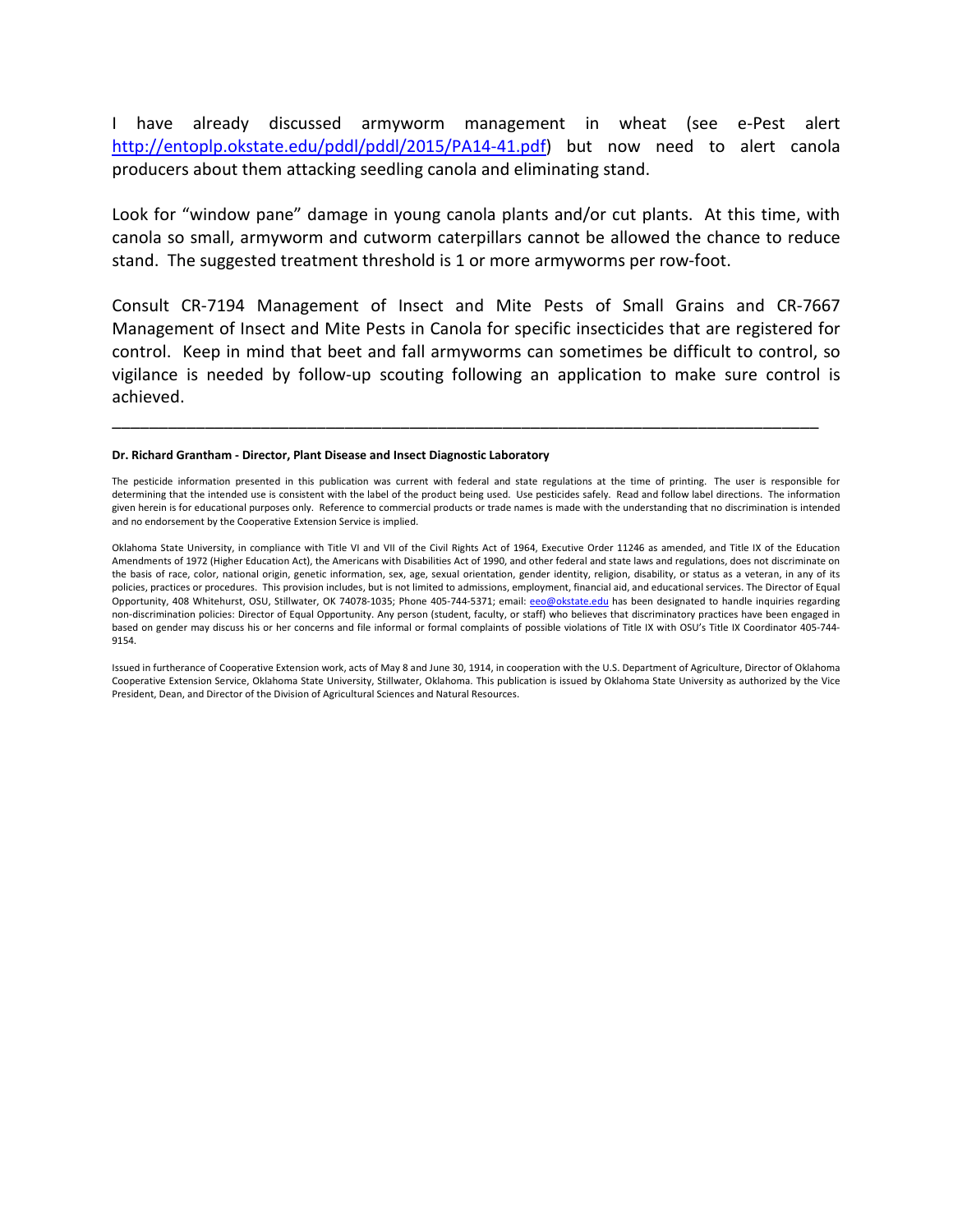I have already discussed armyworm management in wheat (see e-Pest alert [http://entoplp.okstate.edu/pddl/pddl/2015/PA14-41.pdf](http://entoplp.okstate.edu/pddl/pddl/2015/PA14-41.pdf)) but now need to alert canola producers about them attacking seedling canola and eliminating stand.

Look for "window pane" damage in young canola plants and/or cut plants. At this time, with canola so small, armyworm and cutworm caterpillars cannot be allowed the chance to reduce stand. The suggested treatment threshold is 1 or more armyworms per row-foot.

Consult CR-7194 Management of Insect and Mite Pests of Small Grains and CR-7667 Management of Insect and Mite Pests in Canola for specific insecticides that are registered for control. Keep in mind that beet and fall armyworms can sometimes be difficult to control, so vigilance is needed by follow-up scouting following an application to make sure control is achieved.

---

**Dr. Richard Grantham - Director, Plant Disease and Insect Diagnostic Laboratory**

The pesticide information presented in this publication was current with federal and state regulations at the time of printing. The user is responsible for determining that the intended use is consistent with the label of the product being used. Use pesticides safely. Read and follow label directions. The information given herein is for educational purposes only. Reference to commercial products or trade names is made with the understanding that no discrimination is intended and no endorsement by the Cooperative Extension Service is implied.

Oklahoma State University, in compliance with Title VI and VII of the Civil Rights Act of 1964, Executive Order 11246 as amended, and Title IX of the Education Amendments of 1972 (Higher Education Act), the Americans with Disabilities Act of 1990, and other federal and state laws and regulations, does not discriminate on the basis of race, color, national origin, genetic information, sex, age, sexual orientation, gender identity, religion, disability, or status as a veteran, in any of its policies, practices or procedures. This provision includes, but is not limited to admissions, employment, financial aid, and educational services. The Director of Equal Opportunity, 408 Whitehurst, OSU, Stillwater, OK 74078-1035; Phone 405-744-5371; email: [eeo@okstate.edu](mailto:eeo@okstate.edu) has been designated to handle inquiries regarding non-discrimination policies: Director of Equal Opportunity. Any person (student, faculty, or staff) who believes that discriminatory practices have been engaged in based on gender may discuss his or her concerns and file informal or formal complaints of possible violations of Title IX with OSU's Title IX Coordinator 405-744-9154.

Issued in furtherance of Cooperative Extension work, acts of May 8 and June 30, 1914, in cooperation with the U.S. Department of Agriculture, Director of Oklahoma Cooperative Extension Service, Oklahoma State University, Stillwater, Oklahoma. This publication is issued by Oklahoma State University as authorized by the Vice President, Dean, and Director of the Division of Agricultural Sciences and Natural Resources.